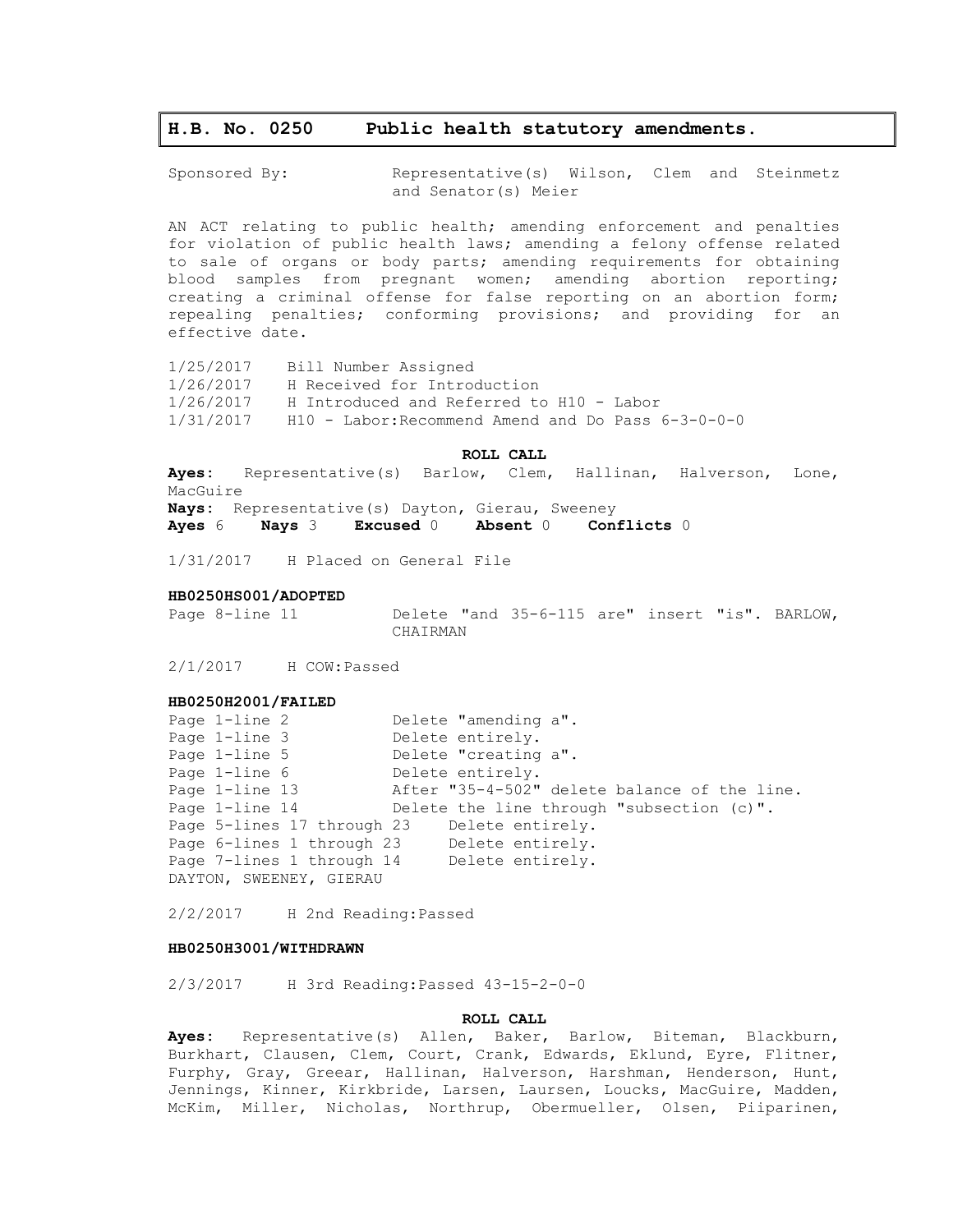## H.B. No. 0250 Public health statutory amendments.

Sponsored By: Representative(s) Wilson, Clem and Steinmetz and Senator(s) Meier

AN ACT relating to public health; amending enforcement and penalties for violation of public health laws; amending a felony offense related to sale of organs or body parts; amending requirements for obtaining blood samples from pregnant women; amending abortion reporting; creating a criminal offense for false reporting on an abortion form; repealing penalties; conforming provisions; and providing for an effective date.

1/25/2017 Bill Number Assigned
1/26/2017 H Received for Introduction
1/26/2017 H Introduced and Referred to H10 - Labor
1/31/2017 H10 - Labor:Recommend Amend and Do Pass 6-3-0-0-0

**ROLL CALL**

**Ayes:** Representative(s) Barlow, Clem, Hallinan, Halverson, Lone, MacGuire
**Nays:** Representative(s) Dayton, Gierau, Sweeney
**Ayes** 6 **Nays** 3 **Excused** 0 **Absent** 0 **Conflicts** 0

1/31/2017 H Placed on General File

**HB0250HS001/ADOPTED**

Page 8-line 11 Delete "and 35-6-115 are" insert "is". BARLOW, CHAIRMAN

2/1/2017 H COW:Passed

**HB0250H2001/FAILED**

Page 1-line 2 Delete "amending a".
Page 1-line 3 Delete entirely.
Page 1-line 5 Delete "creating a".
Page 1-line 6 Delete entirely.
Page 1-line 13 After "35-4-502" delete balance of the line.
Page 1-line 14 Delete the line through "subsection (c)".
Page 5-lines 17 through 23 Delete entirely.
Page 6-lines 1 through 23 Delete entirely.
Page 7-lines 1 through 14 Delete entirely.
DAYTON, SWEENEY, GIERAU

2/2/2017 H 2nd Reading:Passed

**HB0250H3001/WITHDRAWN**

2/3/2017 H 3rd Reading:Passed 43-15-2-0-0

**ROLL CALL**

**Ayes:** Representative(s) Allen, Baker, Barlow, Biteman, Blackburn, Burkhart, Clausen, Clem, Court, Crank, Edwards, Eklund, Eyre, Flitner, Furphy, Gray, Greear, Hallinan, Halverson, Harshman, Henderson, Hunt, Jennings, Kinner, Kirkbride, Larsen, Laursen, Loucks, MacGuire, Madden, McKim, Miller, Nicholas, Northrup, Obermueller, Olsen, Piiparinen,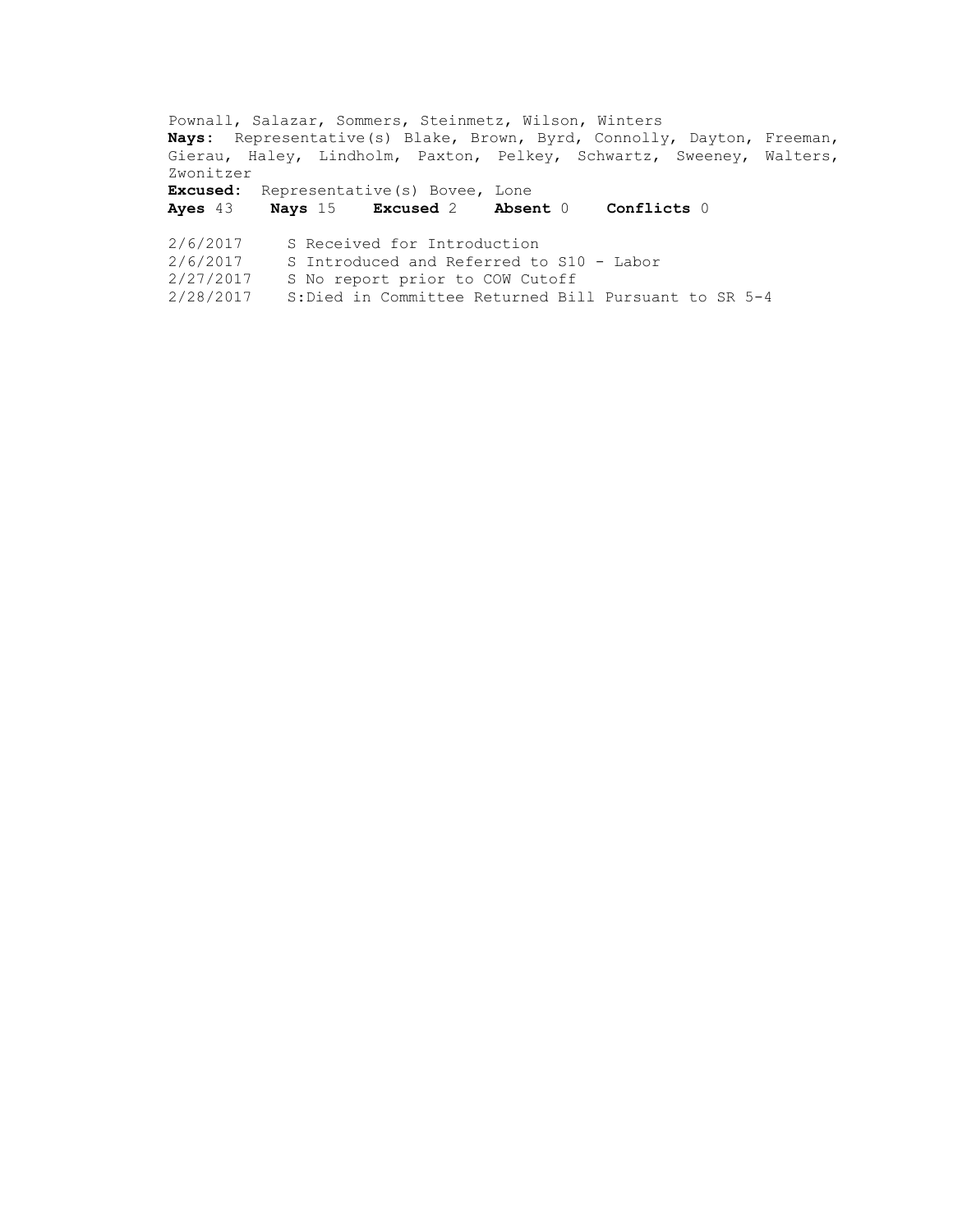Pownall, Salazar, Sommers, Steinmetz, Wilson, Winters
**Nays:** Representative(s) Blake, Brown, Byrd, Connolly, Dayton, Freeman, Gierau, Haley, Lindholm, Paxton, Pelkey, Schwartz, Sweeney, Walters, Zwonitzer
**Excused:** Representative(s) Bovee, Lone
**Ayes** 43 **Nays** 15 **Excused** 2 **Absent** 0 **Conflicts** 0

2/6/2017 S Received for Introduction
2/6/2017 S Introduced and Referred to S10 - Labor
2/27/2017 S No report prior to COW Cutoff
2/28/2017 S:Died in Committee Returned Bill Pursuant to SR 5-4